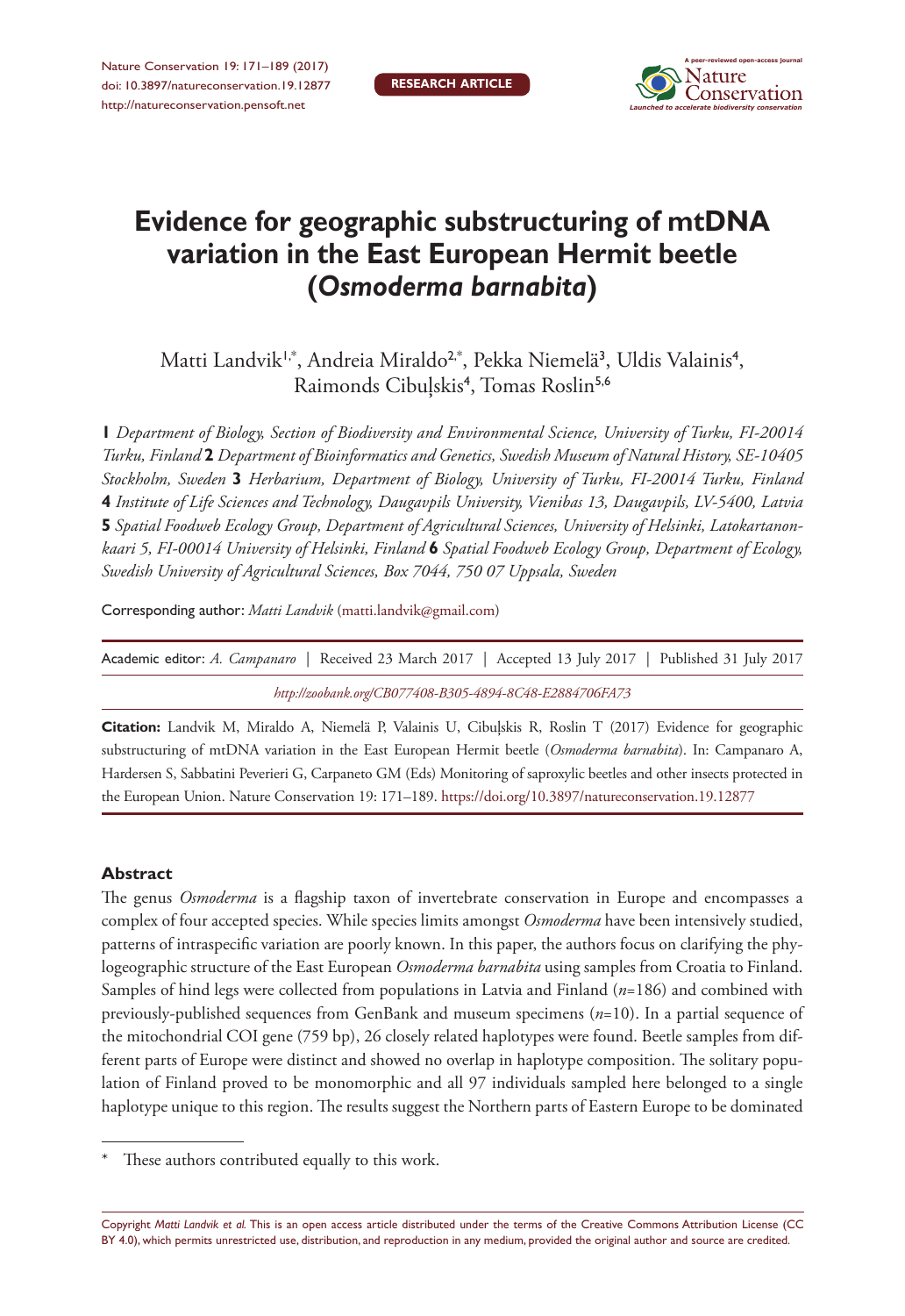# Evidence for geographic substructuring of mtDNA variation in the East European Hermit beetle (*Osmoderma barnabita*)

Matti Landvik[1,*], Andreia Miraldo[2,*], Pekka Niemelä[3], Uldis Valainis[4], Raimonds Cibuļskis[4], Tomas Roslin[5,6]

**1** *Department of Biology, Section of Biodiversity and Environmental Science, University of Turku, FI-20014 Turku, Finland* **2** *Department of Bioinformatics and Genetics, Swedish Museum of Natural History, SE-10405 Stockholm, Sweden* **3** *Herbarium, Department of Biology, University of Turku, FI-20014 Turku, Finland* **4** *Institute of Life Sciences and Technology, Daugavpils University, Vienibas 13, Daugavpils, LV-5400, Latvia* **5** *Spatial Foodweb Ecology Group, Department of Agricultural Sciences, University of Helsinki, Latokartanonkaari 5, FI-00014 University of Helsinki, Finland* **6** *Spatial Foodweb Ecology Group, Department of Ecology, Swedish University of Agricultural Sciences, Box 7044, 750 07 Uppsala, Sweden*

Corresponding author: *Matti Landvik* (matti.landvik@gmail.com)

Academic editor: *A. Campanaro* | Received 23 March 2017 | Accepted 13 July 2017 | Published 31 July 2017

*http://zoobank.org/CB077408-B305-4894-8C48-E2884706FA73*

**Citation:** Landvik M, Miraldo A, Niemelä P, Valainis U, Cibuļskis R, Roslin T (2017) Evidence for geographic substructuring of mtDNA variation in the East European Hermit beetle (*Osmoderma barnabita*). In: Campanaro A, Hardersen S, Sabbatini Peverieri G, Carpaneto GM (Eds) Monitoring of saproxylic beetles and other insects protected in the European Union. Nature Conservation 19: 171–189. https://doi.org/10.3897/natureconservation.19.12877

### Abstract

The genus *Osmoderma* is a flagship taxon of invertebrate conservation in Europe and encompasses a complex of four accepted species. While species limits amongst *Osmoderma* have been intensively studied, patterns of intraspecific variation are poorly known. In this paper, the authors focus on clarifying the phylogeographic structure of the East European *Osmoderma barnabita* using samples from Croatia to Finland. Samples of hind legs were collected from populations in Latvia and Finland ($n$=186) and combined with previously-published sequences from GenBank and museum specimens ($n$=10). In a partial sequence of the mitochondrial COI gene (759 bp), 26 closely related haplotypes were found. Beetle samples from different parts of Europe were distinct and showed no overlap in haplotype composition. The solitary population of Finland proved to be monomorphic and all 97 individuals sampled here belonged to a single haplotype unique to this region. The results suggest the Northern parts of Eastern Europe to be dominated

\* These authors contributed equally to this work.

Copyright *Matti Landvik et al.* This is an open access article distributed under the terms of the Creative Commons Attribution License (CC BY 4.0), which permits unrestricted use, distribution, and reproduction in any medium, provided the original author and source are credited.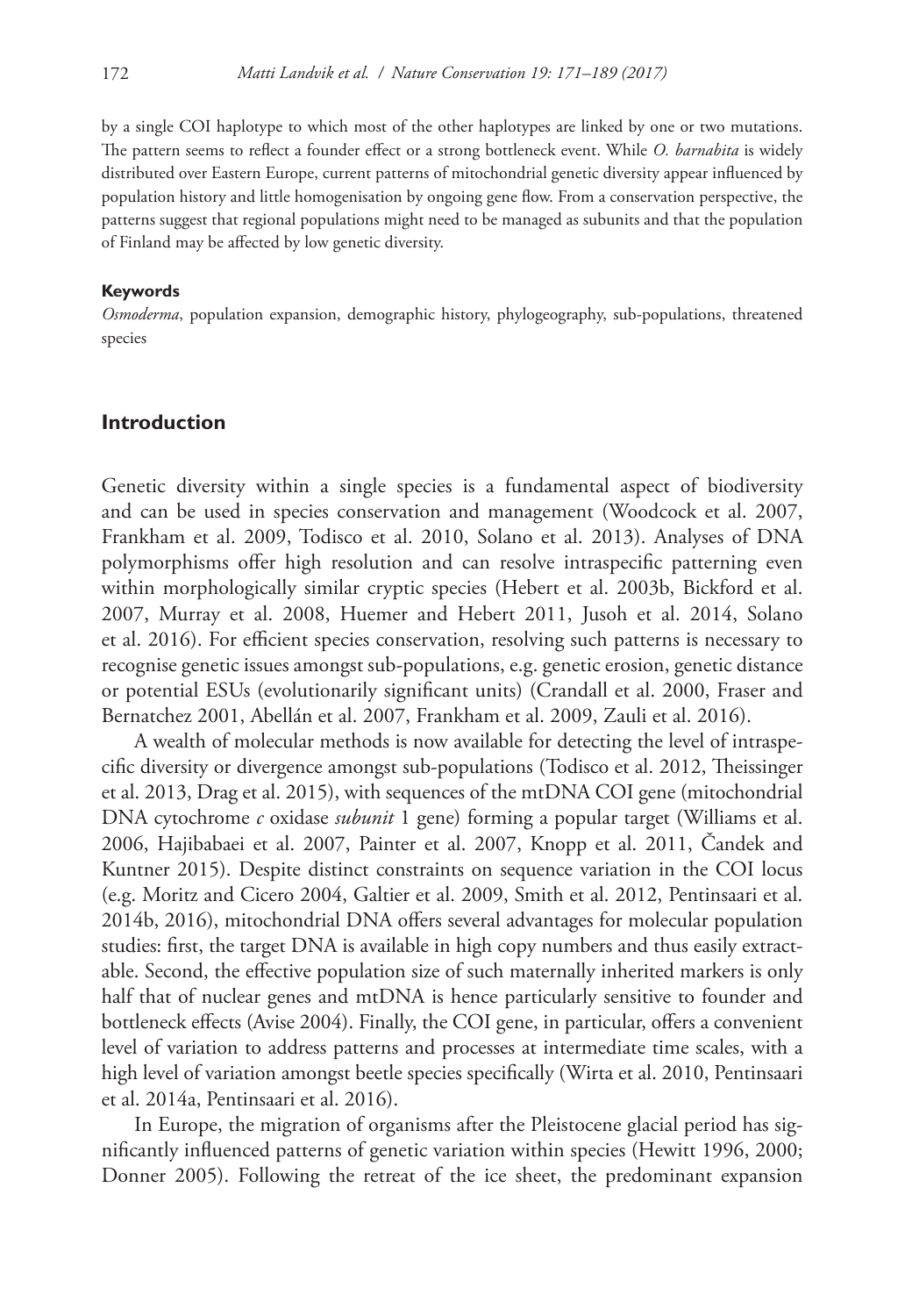by a single COI haplotype to which most of the other haplotypes are linked by one or two mutations. The pattern seems to reflect a founder effect or a strong bottleneck event. While *O. barnabita* is widely distributed over Eastern Europe, current patterns of mitochondrial genetic diversity appear influenced by population history and little homogenisation by ongoing gene flow. From a conservation perspective, the patterns suggest that regional populations might need to be managed as subunits and that the population of Finland may be affected by low genetic diversity.

#### Keywords

*Osmoderma*, population expansion, demographic history, phylogeography, sub-populations, threatened species

## Introduction

Genetic diversity within a single species is a fundamental aspect of biodiversity and can be used in species conservation and management (Woodcock et al. 2007, Frankham et al. 2009, Todisco et al. 2010, Solano et al. 2013). Analyses of DNA polymorphisms offer high resolution and can resolve intraspecific patterning even within morphologically similar cryptic species (Hebert et al. 2003b, Bickford et al. 2007, Murray et al. 2008, Huemer and Hebert 2011, Jusoh et al. 2014, Solano et al. 2016). For efficient species conservation, resolving such patterns is necessary to recognise genetic issues amongst sub-populations, e.g. genetic erosion, genetic distance or potential ESUs (evolutionarily significant units) (Crandall et al. 2000, Fraser and Bernatchez 2001, Abellán et al. 2007, Frankham et al. 2009, Zauli et al. 2016).

A wealth of molecular methods is now available for detecting the level of intraspecific diversity or divergence amongst sub-populations (Todisco et al. 2012, Theissinger et al. 2013, Drag et al. 2015), with sequences of the mtDNA COI gene (mitochondrial DNA cytochrome *c* oxidase *subunit* 1 gene) forming a popular target (Williams et al. 2006, Hajibabaei et al. 2007, Painter et al. 2007, Knopp et al. 2011, Čandek and Kuntner 2015). Despite distinct constraints on sequence variation in the COI locus (e.g. Moritz and Cicero 2004, Galtier et al. 2009, Smith et al. 2012, Pentinsaari et al. 2014b, 2016), mitochondrial DNA offers several advantages for molecular population studies: first, the target DNA is available in high copy numbers and thus easily extractable. Second, the effective population size of such maternally inherited markers is only half that of nuclear genes and mtDNA is hence particularly sensitive to founder and bottleneck effects (Avise 2004). Finally, the COI gene, in particular, offers a convenient level of variation to address patterns and processes at intermediate time scales, with a high level of variation amongst beetle species specifically (Wirta et al. 2010, Pentinsaari et al. 2014a, Pentinsaari et al. 2016).

In Europe, the migration of organisms after the Pleistocene glacial period has significantly influenced patterns of genetic variation within species (Hewitt 1996, 2000; Donner 2005). Following the retreat of the ice sheet, the predominant expansion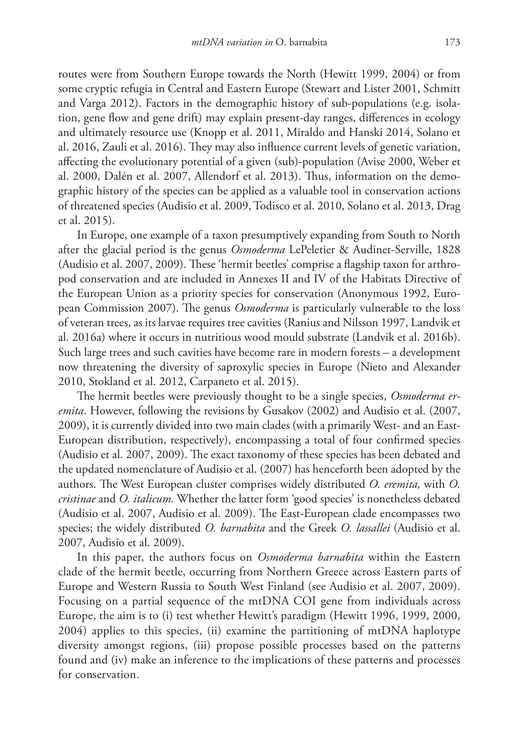routes were from Southern Europe towards the North (Hewitt 1999, 2004) or from some cryptic refugia in Central and Eastern Europe (Stewart and Lister 2001, Schmitt and Varga 2012). Factors in the demographic history of sub-populations (e.g. isolation, gene flow and gene drift) may explain present-day ranges, differences in ecology and ultimately resource use (Knopp et al. 2011, Miraldo and Hanski 2014, Solano et al. 2016, Zauli et al. 2016). They may also influence current levels of genetic variation, affecting the evolutionary potential of a given (sub)-population (Avise 2000, Weber et al. 2000, Dalén et al. 2007, Allendorf et al. 2013). Thus, information on the demographic history of the species can be applied as a valuable tool in conservation actions of threatened species (Audisio et al. 2009, Todisco et al. 2010, Solano et al. 2013, Drag et al. 2015).

In Europe, one example of a taxon presumptively expanding from South to North after the glacial period is the genus *Osmoderma* LePeletier & Audinet-Serville, 1828 (Audisio et al. 2007, 2009). These 'hermit beetles' comprise a flagship taxon for arthropod conservation and are included in Annexes II and IV of the Habitats Directive of the European Union as a priority species for conservation (Anonymous 1992, European Commission 2007). The genus *Osmoderma* is particularly vulnerable to the loss of veteran trees, as its larvae requires tree cavities (Ranius and Nilsson 1997, Landvik et al. 2016a) where it occurs in nutritious wood mould substrate (Landvik et al. 2016b). Such large trees and such cavities have become rare in modern forests – a development now threatening the diversity of saproxylic species in Europe (Nieto and Alexander 2010, Stokland et al. 2012, Carpaneto et al. 2015).

The hermit beetles were previously thought to be a single species, *Osmoderma eremita*. However, following the revisions by Gusakov (2002) and Audisio et al. (2007, 2009), it is currently divided into two main clades (with a primarily West- and an East-European distribution, respectively), encompassing a total of four confirmed species (Audisio et al. 2007, 2009). The exact taxonomy of these species has been debated and the updated nomenclature of Audisio et al. (2007) has henceforth been adopted by the authors. The West European cluster comprises widely distributed *O. eremita,* with *O. cristinae* and *O. italicum.* Whether the latter form 'good species' is nonetheless debated (Audisio et al. 2007, Audisio et al. 2009). The East-European clade encompasses two species; the widely distributed *O. barnabita* and the Greek *O. lassallei* (Audisio et al. 2007, Audisio et al. 2009).

In this paper, the authors focus on *Osmoderma barnabita* within the Eastern clade of the hermit beetle, occurring from Northern Greece across Eastern parts of Europe and Western Russia to South West Finland (see Audisio et al. 2007, 2009). Focusing on a partial sequence of the mtDNA COI gene from individuals across Europe, the aim is to (i) test whether Hewitt's paradigm (Hewitt 1996, 1999, 2000, 2004) applies to this species, (ii) examine the partitioning of mtDNA haplotype diversity amongst regions, (iii) propose possible processes based on the patterns found and (iv) make an inference to the implications of these patterns and processes for conservation.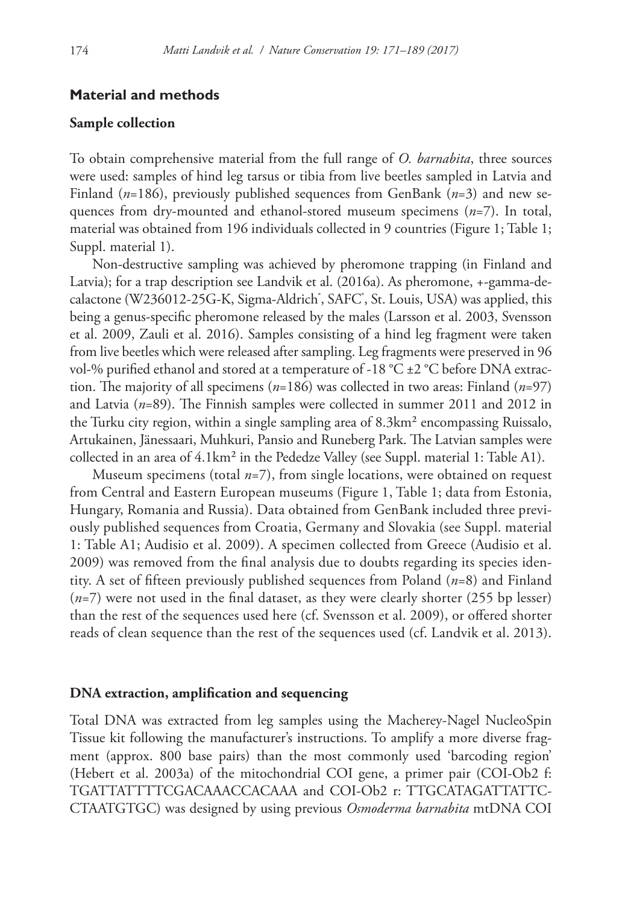## Material and methods

### Sample collection

To obtain comprehensive material from the full range of *O. barnabita*, three sources were used: samples of hind leg tarsus or tibia from live beetles sampled in Latvia and Finland (*n*=186), previously published sequences from GenBank (*n*=3) and new sequences from dry-mounted and ethanol-stored museum specimens (*n*=7). In total, material was obtained from 196 individuals collected in 9 countries (Figure 1; Table 1; Suppl. material 1).

Non-destructive sampling was achieved by pheromone trapping (in Finland and Latvia); for a trap description see Landvik et al. (2016a). As pheromone, +-gamma-decalactone (W236012-25G-K, Sigma-Aldrich®, SAFC®, St. Louis, USA) was applied, this being a genus-specific pheromone released by the males (Larsson et al. 2003, Svensson et al. 2009, Zauli et al. 2016). Samples consisting of a hind leg fragment were taken from live beetles which were released after sampling. Leg fragments were preserved in 96 vol-% purified ethanol and stored at a temperature of -18 °C ±2 °C before DNA extraction. The majority of all specimens (*n*=186) was collected in two areas: Finland (*n*=97) and Latvia (*n*=89). The Finnish samples were collected in summer 2011 and 2012 in the Turku city region, within a single sampling area of 8.3km² encompassing Ruissalo, Artukainen, Jänessaari, Muhkuri, Pansio and Runeberg Park. The Latvian samples were collected in an area of 4.1km² in the Pededze Valley (see Suppl. material 1: Table A1).

Museum specimens (total *n*=7), from single locations, were obtained on request from Central and Eastern European museums (Figure 1, Table 1; data from Estonia, Hungary, Romania and Russia). Data obtained from GenBank included three previously published sequences from Croatia, Germany and Slovakia (see Suppl. material 1: Table A1; Audisio et al. 2009). A specimen collected from Greece (Audisio et al. 2009) was removed from the final analysis due to doubts regarding its species identity. A set of fifteen previously published sequences from Poland (*n*=8) and Finland (*n*=7) were not used in the final dataset, as they were clearly shorter (255 bp lesser) than the rest of the sequences used here (cf. Svensson et al. 2009), or offered shorter reads of clean sequence than the rest of the sequences used (cf. Landvik et al. 2013).

### DNA extraction, amplification and sequencing

Total DNA was extracted from leg samples using the Macherey-Nagel NucleoSpin Tissue kit following the manufacturer's instructions. To amplify a more diverse fragment (approx. 800 base pairs) than the most commonly used 'barcoding region' (Hebert et al. 2003a) of the mitochondrial COI gene, a primer pair (COI-Ob2 f: TGATTATTTTCGACAAACCACAAA and COI-Ob2 r: TTGCATAGATTATTCCTAATGTGC) was designed by using previous *Osmoderma barnabita* mtDNA COI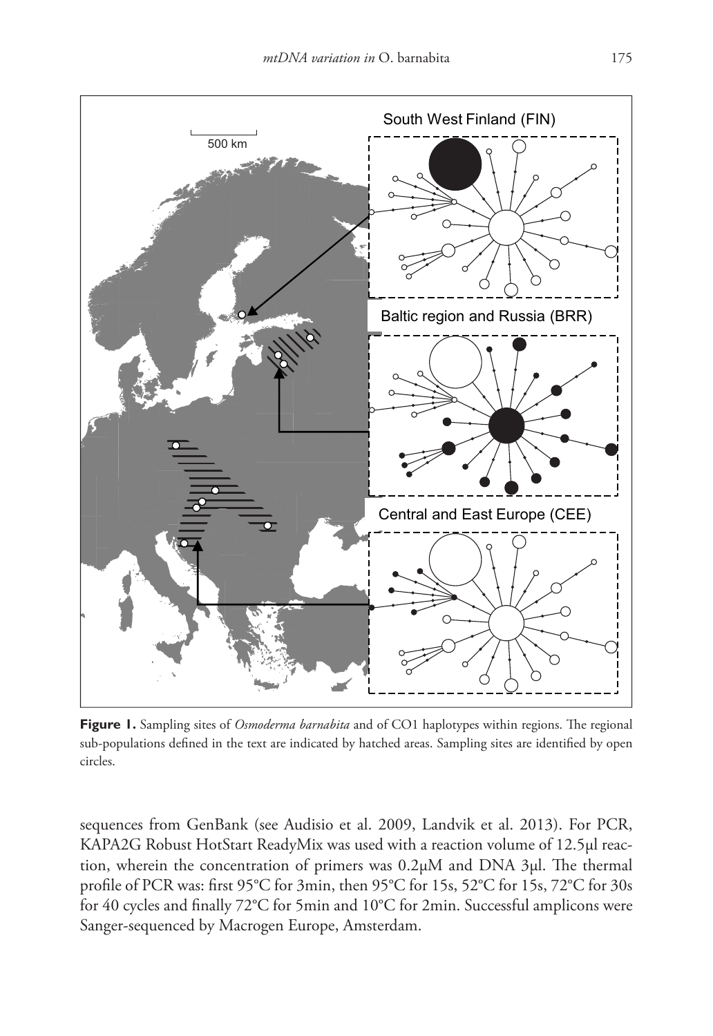**Figure 1.** Sampling sites of *Osmoderma barnabita* and of CO1 haplotypes within regions. The regional sub-populations defined in the text are indicated by hatched areas. Sampling sites are identified by open circles.

sequences from GenBank (see Audisio et al. 2009, Landvik et al. 2013). For PCR, KAPA2G Robust HotStart ReadyMix was used with a reaction volume of 12.5µl reaction, wherein the concentration of primers was 0.2µM and DNA 3µl. The thermal profile of PCR was: first 95°C for 3min, then 95°C for 15s, 52°C for 15s, 72°C for 30s for 40 cycles and finally 72°C for 5min and 10°C for 2min. Successful amplicons were Sanger-sequenced by Macrogen Europe, Amsterdam.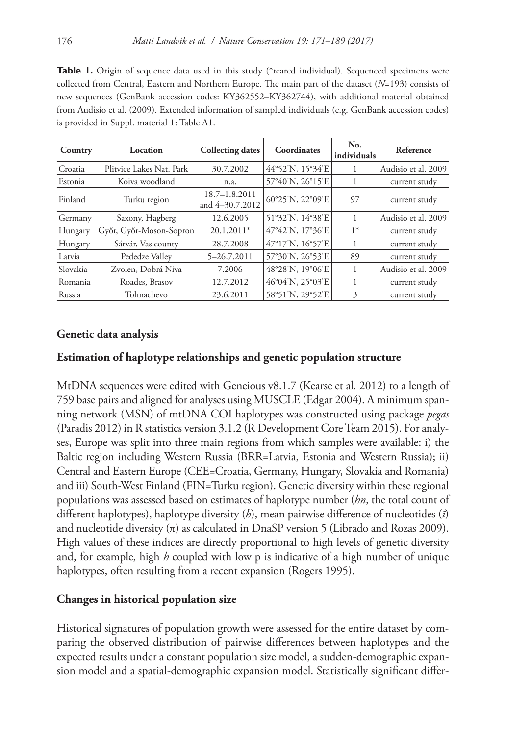**Table 1.** Origin of sequence data used in this study (*reared individual). Sequenced specimens were collected from Central, Eastern and Northern Europe. The main part of the dataset (*N*=193) consists of new sequences (GenBank accession codes: KY362552–KY362744), with additional material obtained from Audisio et al. (2009). Extended information of sampled individuals (e.g. GenBank accession codes) is provided in Suppl. material 1: Table A1.

| Country | Location | Collecting dates | Coordinates | No. individuals | Reference |
|---|---|---|---|---|---|
| Croatia | Plitvice Lakes Nat. Park | 30.7.2002 | 44°52'N, 15°34'E | 1 | Audisio et al. 2009 |
| Estonia | Koiva woodland | n.a. | 57°40'N, 26°15'E | 1 | current study |
| Finland | Turku region | 18.7–1.8.2011 and 4–30.7.2012 | 60°25'N, 22°09'E | 97 | current study |
| Germany | Saxony, Hagberg | 12.6.2005 | 51°32'N, 14°38'E | 1 | Audisio et al. 2009 |
| Hungary | Győr, Győr-Moson-Sopron | 20.1.2011* | 47°42'N, 17°36'E | 1* | current study |
| Hungary | Sárvár, Vas county | 28.7.2008 | 47°17'N, 16°57'E | 1 | current study |
| Latvia | Pededze Valley | 5–26.7.2011 | 57°30'N, 26°53'E | 89 | current study |
| Slovakia | Zvolen, Dobrá Niva | 7.2006 | 48°28'N, 19°06'E | 1 | Audisio et al. 2009 |
| Romania | Roades, Brasov | 12.7.2012 | 46°04'N, 25°03'E | 1 | current study |
| Russia | Tolmachevo | 23.6.2011 | 58°51'N, 29°52'E | 3 | current study |

## Genetic data analysis

### Estimation of haplotype relationships and genetic population structure

MtDNA sequences were edited with Geneious v8.1.7 (Kearse et al. 2012) to a length of 759 base pairs and aligned for analyses using MUSCLE (Edgar 2004). A minimum spanning network (MSN) of mtDNA COI haplotypes was constructed using package *pegas* (Paradis 2012) in R statistics version 3.1.2 (R Development Core Team 2015). For analyses, Europe was split into three main regions from which samples were available: i) the Baltic region including Western Russia (BRR=Latvia, Estonia and Western Russia); ii) Central and Eastern Europe (CEE=Croatia, Germany, Hungary, Slovakia and Romania) and iii) South-West Finland (FIN=Turku region). Genetic diversity within these regional populations was assessed based on estimates of haplotype number (*hn*, the total count of different haplotypes), haplotype diversity (*h*), mean pairwise difference of nucleotides ($\bar{t}$) and nucleotide diversity ($\pi$) as calculated in DnaSP version 5 (Librado and Rozas 2009). High values of these indices are directly proportional to high levels of genetic diversity and, for example, high *h* coupled with low p is indicative of a high number of unique haplotypes, often resulting from a recent expansion (Rogers 1995).

### Changes in historical population size

Historical signatures of population growth were assessed for the entire dataset by comparing the observed distribution of pairwise differences between haplotypes and the expected results under a constant population size model, a sudden-demographic expansion model and a spatial-demographic expansion model. Statistically significant differ-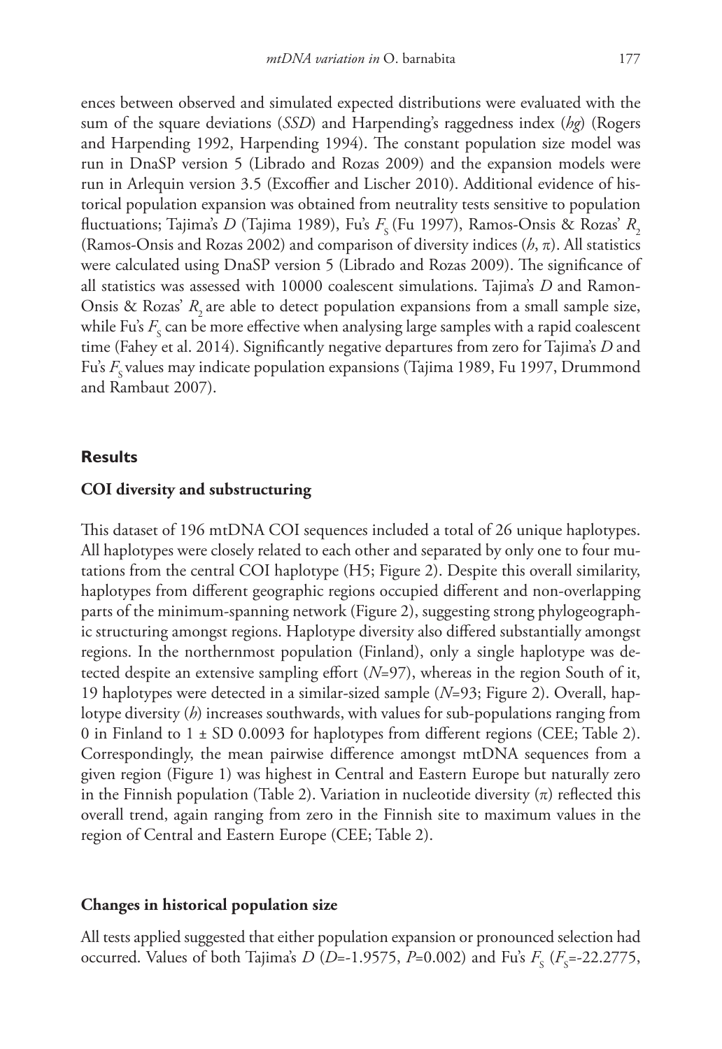ences between observed and simulated expected distributions were evaluated with the sum of the square deviations (*SSD*) and Harpending's raggedness index (*hg*) (Rogers and Harpending 1992, Harpending 1994). The constant population size model was run in DnaSP version 5 (Librado and Rozas 2009) and the expansion models were run in Arlequin version 3.5 (Excoffier and Lischer 2010). Additional evidence of historical population expansion was obtained from neutrality tests sensitive to population fluctuations; Tajima's *D* (Tajima 1989), Fu's $F_S$ (Fu 1997), Ramos-Onsis & Rozas' $R_2$ (Ramos-Onsis and Rozas 2002) and comparison of diversity indices ($h$, $\pi$). All statistics were calculated using DnaSP version 5 (Librado and Rozas 2009). The significance of all statistics was assessed with 10000 coalescent simulations. Tajima's *D* and Ramon-Onsis & Rozas' $R_2$ are able to detect population expansions from a small sample size, while Fu's $F_S$ can be more effective when analysing large samples with a rapid coalescent time (Fahey et al. 2014). Significantly negative departures from zero for Tajima's *D* and Fu's $F_S$ values may indicate population expansions (Tajima 1989, Fu 1997, Drummond and Rambaut 2007).

## Results

### COI diversity and substructuring

This dataset of 196 mtDNA COI sequences included a total of 26 unique haplotypes. All haplotypes were closely related to each other and separated by only one to four mutations from the central COI haplotype (H5; Figure 2). Despite this overall similarity, haplotypes from different geographic regions occupied different and non-overlapping parts of the minimum-spanning network (Figure 2), suggesting strong phylogeographic structuring amongst regions. Haplotype diversity also differed substantially amongst regions. In the northernmost population (Finland), only a single haplotype was detected despite an extensive sampling effort ($N$=97), whereas in the region South of it, 19 haplotypes were detected in a similar-sized sample ($N$=93; Figure 2). Overall, haplotype diversity ($h$) increases southwards, with values for sub-populations ranging from 0 in Finland to 1 ± SD 0.0093 for haplotypes from different regions (CEE; Table 2). Correspondingly, the mean pairwise difference amongst mtDNA sequences from a given region (Figure 1) was highest in Central and Eastern Europe but naturally zero in the Finnish population (Table 2). Variation in nucleotide diversity ($\pi$) reflected this overall trend, again ranging from zero in the Finnish site to maximum values in the region of Central and Eastern Europe (CEE; Table 2).

### Changes in historical population size

All tests applied suggested that either population expansion or pronounced selection had occurred. Values of both Tajima's *D* ($D$=-1.9575, $P$=0.002) and Fu's $F_S$ ($F_S$=-22.2775,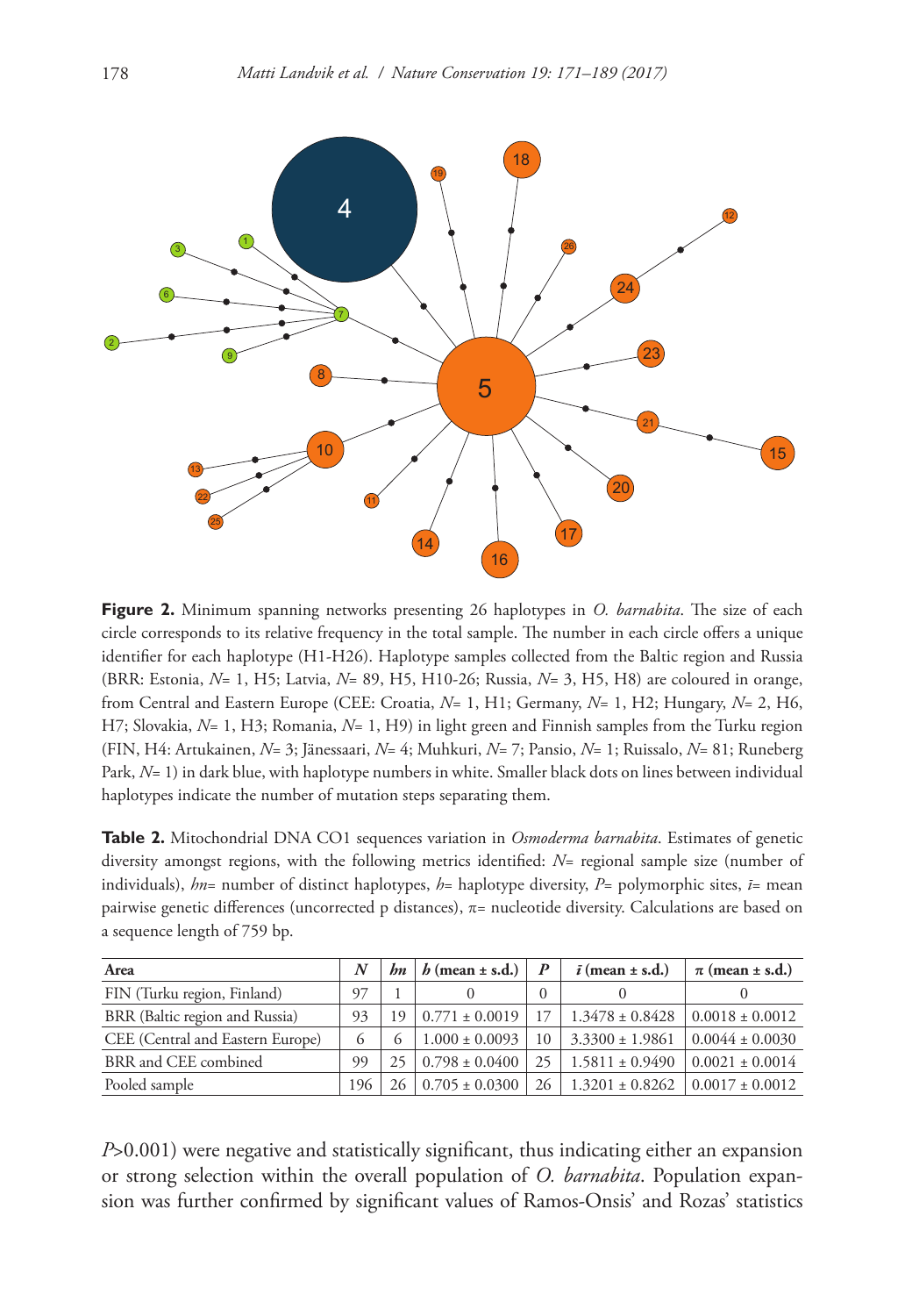**Figure 2.** Minimum spanning networks presenting 26 haplotypes in *O. barnabita*. The size of each circle corresponds to its relative frequency in the total sample. The number in each circle offers a unique identifier for each haplotype (H1-H26). Haplotype samples collected from the Baltic region and Russia (BRR: Estonia, *N*= 1, H5; Latvia, *N*= 89, H5, H10-26; Russia, *N*= 3, H5, H8) are coloured in orange, from Central and Eastern Europe (CEE: Croatia, *N*= 1, H1; Germany, *N*= 1, H2; Hungary, *N*= 2, H6, H7; Slovakia, *N*= 1, H3; Romania, *N*= 1, H9) in light green and Finnish samples from the Turku region (FIN, H4: Artukainen, *N*= 3; Jänessaari, *N*= 4; Muhkuri, *N*= 7; Pansio, *N*= 1; Ruissalo, *N*= 81; Runeberg Park, *N*= 1) in dark blue, with haplotype numbers in white. Smaller black dots on lines between individual haplotypes indicate the number of mutation steps separating them.

**Table 2.** Mitochondrial DNA CO1 sequences variation in *Osmoderma barnabita*. Estimates of genetic diversity amongst regions, with the following metrics identified: *N*= regional sample size (number of individuals), *hn*= number of distinct haplotypes, *h*= haplotype diversity, *P*= polymorphic sites, $\bar{\imath}$= mean pairwise genetic differences (uncorrected p distances), π= nucleotide diversity. Calculations are based on a sequence length of 759 bp.

| Area | *N* | *hn* | *h* (mean ± s.d.) | *P* | $\bar{\imath}$ (mean ± s.d.) | π (mean ± s.d.) |
|---|---|---|---|---|---|---|
| FIN (Turku region, Finland) | 97 | 1 | 0 | 0 | 0 | 0 |
| BRR (Baltic region and Russia) | 93 | 19 | 0.771 ± 0.0019 | 17 | 1.3478 ± 0.8428 | 0.0018 ± 0.0012 |
| CEE (Central and Eastern Europe) | 6 | 6 | 1.000 ± 0.0093 | 10 | 3.3300 ± 1.9861 | 0.0044 ± 0.0030 |
| BRR and CEE combined | 99 | 25 | 0.798 ± 0.0400 | 25 | 1.5811 ± 0.9490 | 0.0021 ± 0.0014 |
| Pooled sample | 196 | 26 | 0.705 ± 0.0300 | 26 | 1.3201 ± 0.8262 | 0.0017 ± 0.0012 |

$P$>0.001) were negative and statistically significant, thus indicating either an expansion or strong selection within the overall population of *O. barnabita*. Population expansion was further confirmed by significant values of Ramos-Onsis' and Rozas' statistics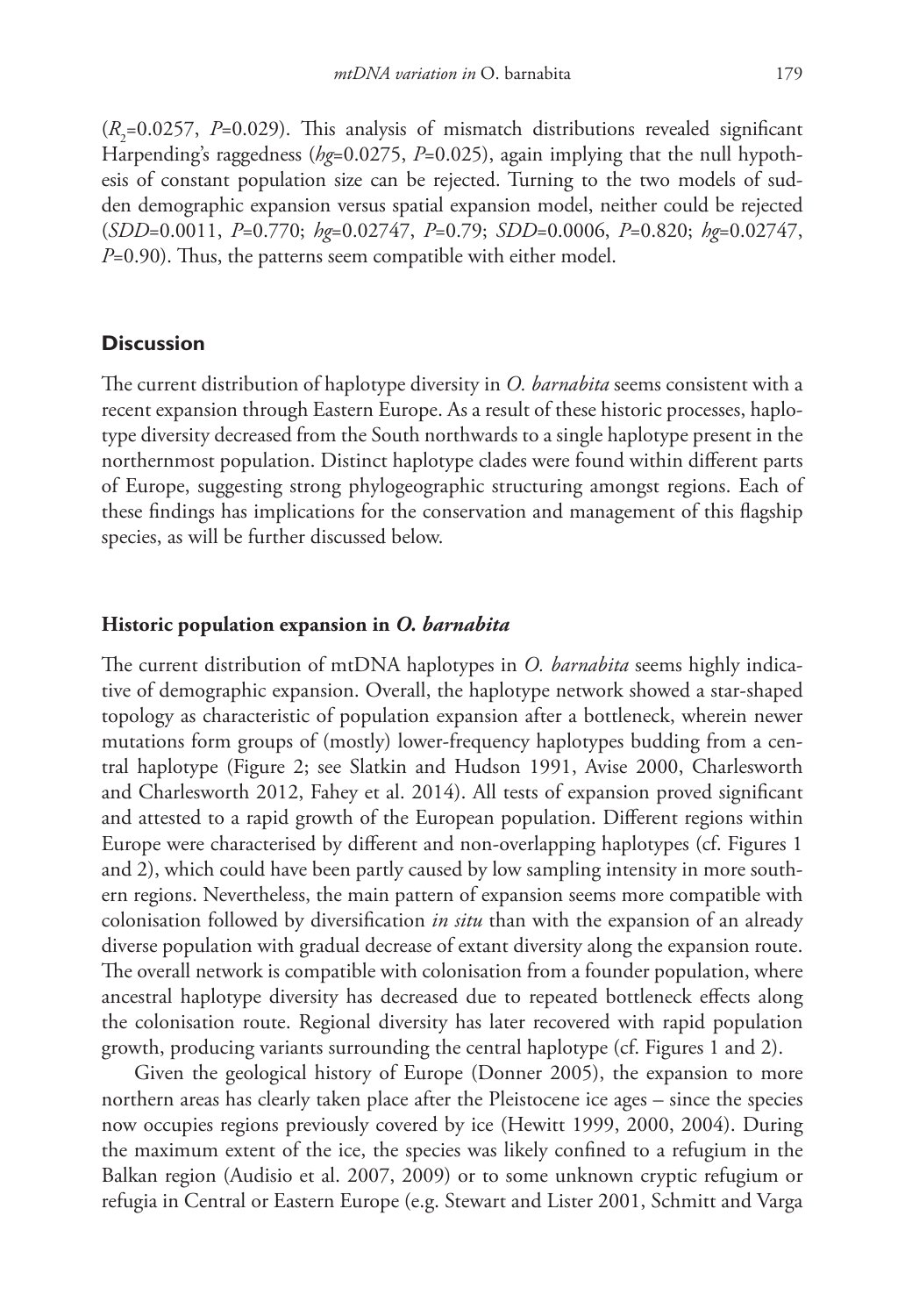($R_2$=0.0257, $P$=0.029). This analysis of mismatch distributions revealed significant Harpending's raggedness ($hg$=0.0275, $P$=0.025), again implying that the null hypothesis of constant population size can be rejected. Turning to the two models of sudden demographic expansion versus spatial expansion model, neither could be rejected ($SDD$=0.0011, $P$=0.770; $hg$=0.02747, $P$=0.79; $SDD$=0.0006, $P$=0.820; $hg$=0.02747, $P$=0.90). Thus, the patterns seem compatible with either model.

## Discussion

The current distribution of haplotype diversity in *O. barnabita* seems consistent with a recent expansion through Eastern Europe. As a result of these historic processes, haplotype diversity decreased from the South northwards to a single haplotype present in the northernmost population. Distinct haplotype clades were found within different parts of Europe, suggesting strong phylogeographic structuring amongst regions. Each of these findings has implications for the conservation and management of this flagship species, as will be further discussed below.

### Historic population expansion in *O. barnabita*

The current distribution of mtDNA haplotypes in *O. barnabita* seems highly indicative of demographic expansion. Overall, the haplotype network showed a star-shaped topology as characteristic of population expansion after a bottleneck, wherein newer mutations form groups of (mostly) lower-frequency haplotypes budding from a central haplotype (Figure 2; see Slatkin and Hudson 1991, Avise 2000, Charlesworth and Charlesworth 2012, Fahey et al. 2014). All tests of expansion proved significant and attested to a rapid growth of the European population. Different regions within Europe were characterised by different and non-overlapping haplotypes (cf. Figures 1 and 2), which could have been partly caused by low sampling intensity in more southern regions. Nevertheless, the main pattern of expansion seems more compatible with colonisation followed by diversification *in situ* than with the expansion of an already diverse population with gradual decrease of extant diversity along the expansion route. The overall network is compatible with colonisation from a founder population, where ancestral haplotype diversity has decreased due to repeated bottleneck effects along the colonisation route. Regional diversity has later recovered with rapid population growth, producing variants surrounding the central haplotype (cf. Figures 1 and 2).

Given the geological history of Europe (Donner 2005), the expansion to more northern areas has clearly taken place after the Pleistocene ice ages – since the species now occupies regions previously covered by ice (Hewitt 1999, 2000, 2004). During the maximum extent of the ice, the species was likely confined to a refugium in the Balkan region (Audisio et al. 2007, 2009) or to some unknown cryptic refugium or refugia in Central or Eastern Europe (e.g. Stewart and Lister 2001, Schmitt and Varga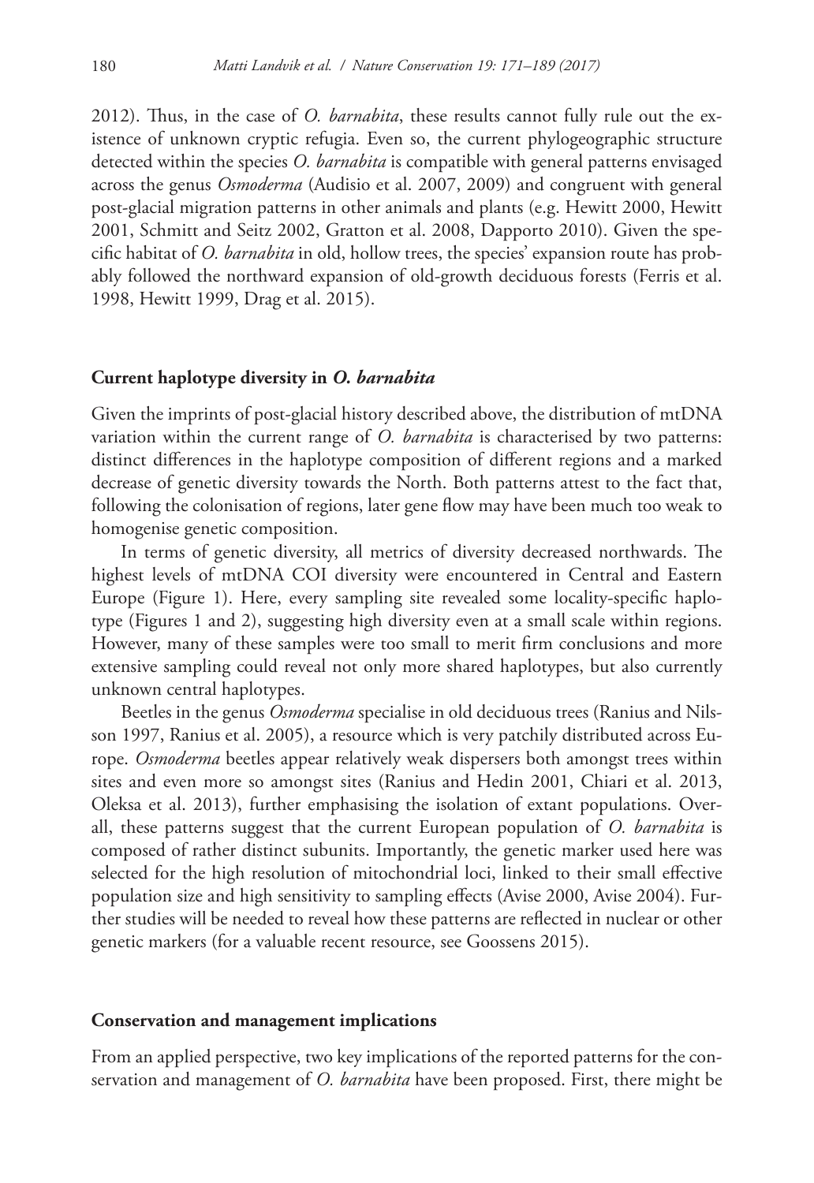2012). Thus, in the case of *O. barnabita*, these results cannot fully rule out the existence of unknown cryptic refugia. Even so, the current phylogeographic structure detected within the species *O. barnabita* is compatible with general patterns envisaged across the genus *Osmoderma* (Audisio et al. 2007, 2009) and congruent with general post-glacial migration patterns in other animals and plants (e.g. Hewitt 2000, Hewitt 2001, Schmitt and Seitz 2002, Gratton et al. 2008, Dapporto 2010). Given the specific habitat of *O. barnabita* in old, hollow trees, the species' expansion route has probably followed the northward expansion of old-growth deciduous forests (Ferris et al. 1998, Hewitt 1999, Drag et al. 2015).

### Current haplotype diversity in *O. barnabita*

Given the imprints of post-glacial history described above, the distribution of mtDNA variation within the current range of *O. barnabita* is characterised by two patterns: distinct differences in the haplotype composition of different regions and a marked decrease of genetic diversity towards the North. Both patterns attest to the fact that, following the colonisation of regions, later gene flow may have been much too weak to homogenise genetic composition.

In terms of genetic diversity, all metrics of diversity decreased northwards. The highest levels of mtDNA COI diversity were encountered in Central and Eastern Europe (Figure 1). Here, every sampling site revealed some locality-specific haplotype (Figures 1 and 2), suggesting high diversity even at a small scale within regions. However, many of these samples were too small to merit firm conclusions and more extensive sampling could reveal not only more shared haplotypes, but also currently unknown central haplotypes.

Beetles in the genus *Osmoderma* specialise in old deciduous trees (Ranius and Nilsson 1997, Ranius et al. 2005), a resource which is very patchily distributed across Europe. *Osmoderma* beetles appear relatively weak dispersers both amongst trees within sites and even more so amongst sites (Ranius and Hedin 2001, Chiari et al. 2013, Oleksa et al. 2013), further emphasising the isolation of extant populations. Overall, these patterns suggest that the current European population of *O. barnabita* is composed of rather distinct subunits. Importantly, the genetic marker used here was selected for the high resolution of mitochondrial loci, linked to their small effective population size and high sensitivity to sampling effects (Avise 2000, Avise 2004). Further studies will be needed to reveal how these patterns are reflected in nuclear or other genetic markers (for a valuable recent resource, see Goossens 2015).

### Conservation and management implications

From an applied perspective, two key implications of the reported patterns for the conservation and management of *O. barnabita* have been proposed. First, there might be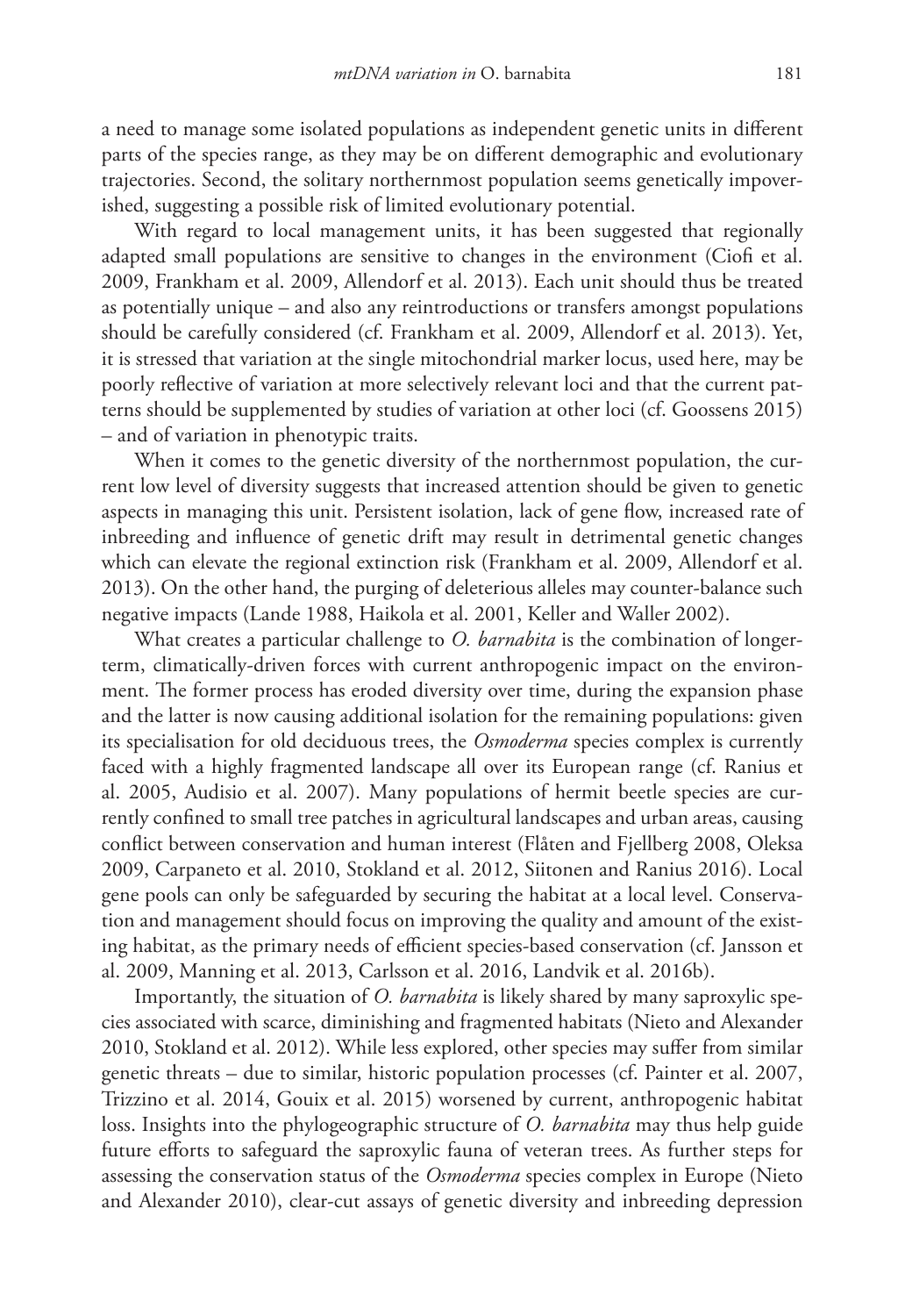a need to manage some isolated populations as independent genetic units in different parts of the species range, as they may be on different demographic and evolutionary trajectories. Second, the solitary northernmost population seems genetically impoverished, suggesting a possible risk of limited evolutionary potential.

With regard to local management units, it has been suggested that regionally adapted small populations are sensitive to changes in the environment (Ciofi et al. 2009, Frankham et al. 2009, Allendorf et al. 2013). Each unit should thus be treated as potentially unique – and also any reintroductions or transfers amongst populations should be carefully considered (cf. Frankham et al. 2009, Allendorf et al. 2013). Yet, it is stressed that variation at the single mitochondrial marker locus, used here, may be poorly reflective of variation at more selectively relevant loci and that the current patterns should be supplemented by studies of variation at other loci (cf. Goossens 2015) – and of variation in phenotypic traits.

When it comes to the genetic diversity of the northernmost population, the current low level of diversity suggests that increased attention should be given to genetic aspects in managing this unit. Persistent isolation, lack of gene flow, increased rate of inbreeding and influence of genetic drift may result in detrimental genetic changes which can elevate the regional extinction risk (Frankham et al. 2009, Allendorf et al. 2013). On the other hand, the purging of deleterious alleles may counter-balance such negative impacts (Lande 1988, Haikola et al. 2001, Keller and Waller 2002).

What creates a particular challenge to *O. barnabita* is the combination of longer-term, climatically-driven forces with current anthropogenic impact on the environment. The former process has eroded diversity over time, during the expansion phase and the latter is now causing additional isolation for the remaining populations: given its specialisation for old deciduous trees, the *Osmoderma* species complex is currently faced with a highly fragmented landscape all over its European range (cf. Ranius et al. 2005, Audisio et al. 2007). Many populations of hermit beetle species are currently confined to small tree patches in agricultural landscapes and urban areas, causing conflict between conservation and human interest (Flåten and Fjellberg 2008, Oleksa 2009, Carpaneto et al. 2010, Stokland et al. 2012, Siitonen and Ranius 2016). Local gene pools can only be safeguarded by securing the habitat at a local level. Conservation and management should focus on improving the quality and amount of the existing habitat, as the primary needs of efficient species-based conservation (cf. Jansson et al. 2009, Manning et al. 2013, Carlsson et al. 2016, Landvik et al. 2016b).

Importantly, the situation of *O. barnabita* is likely shared by many saproxylic species associated with scarce, diminishing and fragmented habitats (Nieto and Alexander 2010, Stokland et al. 2012). While less explored, other species may suffer from similar genetic threats – due to similar, historic population processes (cf. Painter et al. 2007, Trizzino et al. 2014, Gouix et al. 2015) worsened by current, anthropogenic habitat loss. Insights into the phylogeographic structure of *O. barnabita* may thus help guide future efforts to safeguard the saproxylic fauna of veteran trees. As further steps for assessing the conservation status of the *Osmoderma* species complex in Europe (Nieto and Alexander 2010), clear-cut assays of genetic diversity and inbreeding depression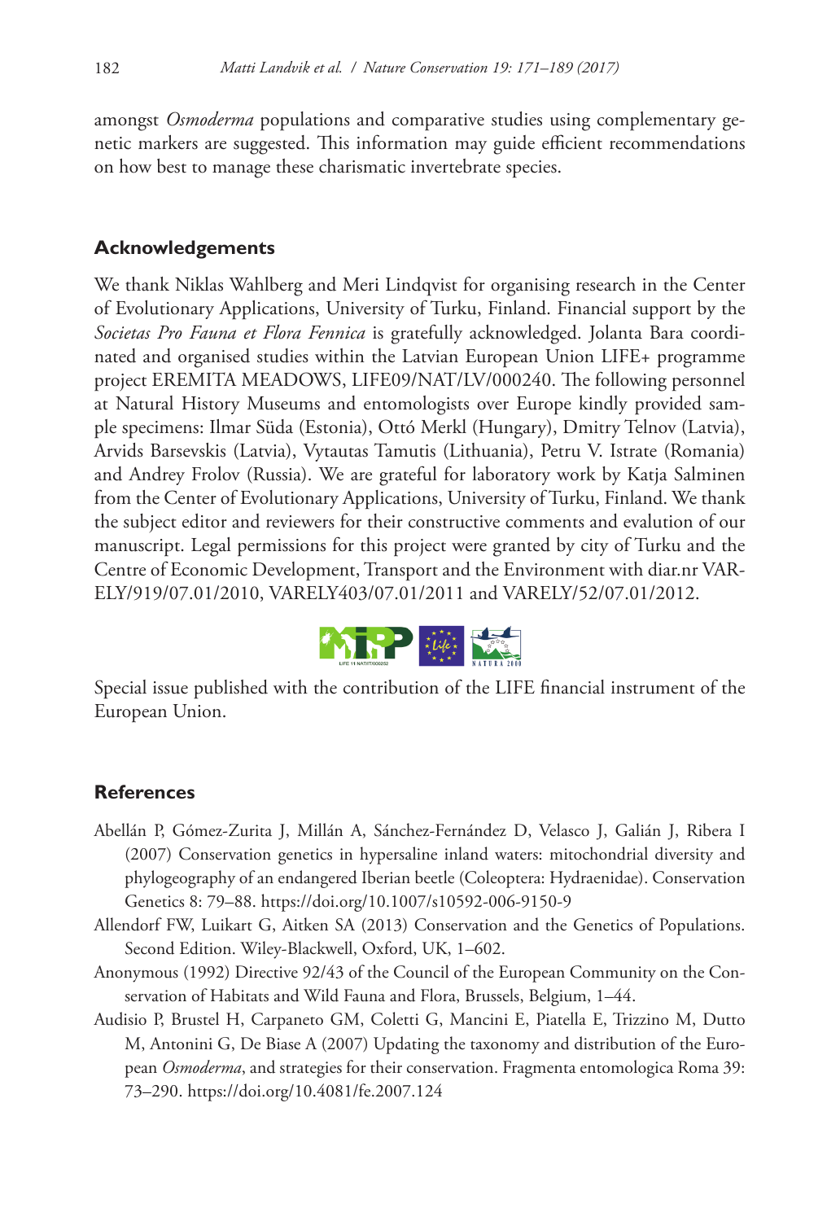amongst *Osmoderma* populations and comparative studies using complementary genetic markers are suggested. This information may guide efficient recommendations on how best to manage these charismatic invertebrate species.

## Acknowledgements

We thank Niklas Wahlberg and Meri Lindqvist for organising research in the Center of Evolutionary Applications, University of Turku, Finland. Financial support by the *Societas Pro Fauna et Flora Fennica* is gratefully acknowledged. Jolanta Bara coordinated and organised studies within the Latvian European Union LIFE+ programme project EREMITA MEADOWS, LIFE09/NAT/LV/000240. The following personnel at Natural History Museums and entomologists over Europe kindly provided sample specimens: Ilmar Süda (Estonia), Ottó Merkl (Hungary), Dmitry Telnov (Latvia), Arvids Barsevskis (Latvia), Vytautas Tamutis (Lithuania), Petru V. Istrate (Romania) and Andrey Frolov (Russia). We are grateful for laboratory work by Katja Salminen from the Center of Evolutionary Applications, University of Turku, Finland. We thank the subject editor and reviewers for their constructive comments and evalution of our manuscript. Legal permissions for this project were granted by city of Turku and the Centre of Economic Development, Transport and the Environment with diar.nr VARELY/919/07.01/2010, VARELY403/07.01/2011 and VARELY/52/07.01/2012.

Special issue published with the contribution of the LIFE financial instrument of the European Union.

## References

Abellán P, Gómez-Zurita J, Millán A, Sánchez-Fernández D, Velasco J, Galián J, Ribera I (2007) Conservation genetics in hypersaline inland waters: mitochondrial diversity and phylogeography of an endangered Iberian beetle (Coleoptera: Hydraenidae). Conservation Genetics 8: 79–88. https://doi.org/10.1007/s10592-006-9150-9

Allendorf FW, Luikart G, Aitken SA (2013) Conservation and the Genetics of Populations. Second Edition. Wiley-Blackwell, Oxford, UK, 1–602.

Anonymous (1992) Directive 92/43 of the Council of the European Community on the Conservation of Habitats and Wild Fauna and Flora, Brussels, Belgium, 1–44.

Audisio P, Brustel H, Carpaneto GM, Coletti G, Mancini E, Piatella E, Trizzino M, Dutto M, Antonini G, De Biase A (2007) Updating the taxonomy and distribution of the European *Osmoderma*, and strategies for their conservation. Fragmenta entomologica Roma 39: 73–290. https://doi.org/10.4081/fe.2007.124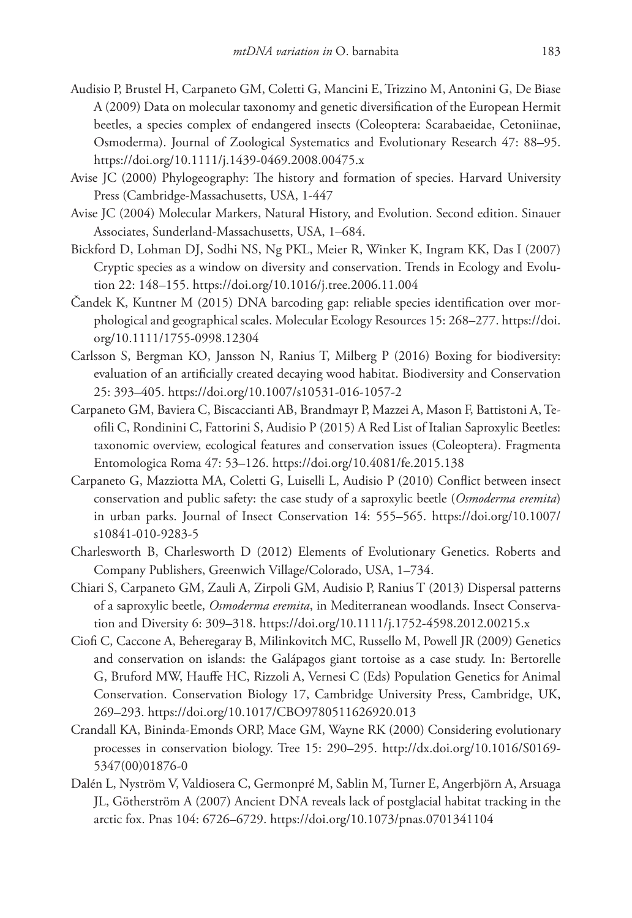Audisio P, Brustel H, Carpaneto GM, Coletti G, Mancini E, Trizzino M, Antonini G, De Biase A (2009) Data on molecular taxonomy and genetic diversification of the European Hermit beetles, a species complex of endangered insects (Coleoptera: Scarabaeidae, Cetoniinae, Osmoderma). Journal of Zoological Systematics and Evolutionary Research 47: 88–95. https://doi.org/10.1111/j.1439-0469.2008.00475.x

Avise JC (2000) Phylogeography: The history and formation of species. Harvard University Press (Cambridge-Massachusetts, USA, 1-447

Avise JC (2004) Molecular Markers, Natural History, and Evolution. Second edition. Sinauer Associates, Sunderland-Massachusetts, USA, 1–684.

Bickford D, Lohman DJ, Sodhi NS, Ng PKL, Meier R, Winker K, Ingram KK, Das I (2007) Cryptic species as a window on diversity and conservation. Trends in Ecology and Evolution 22: 148–155. https://doi.org/10.1016/j.tree.2006.11.004

Čandek K, Kuntner M (2015) DNA barcoding gap: reliable species identification over morphological and geographical scales. Molecular Ecology Resources 15: 268–277. https://doi.org/10.1111/1755-0998.12304

Carlsson S, Bergman KO, Jansson N, Ranius T, Milberg P (2016) Boxing for biodiversity: evaluation of an artificially created decaying wood habitat. Biodiversity and Conservation 25: 393–405. https://doi.org/10.1007/s10531-016-1057-2

Carpaneto GM, Baviera C, Biscaccianti AB, Brandmayr P, Mazzei A, Mason F, Battistoni A, Teofili C, Rondinini C, Fattorini S, Audisio P (2015) A Red List of Italian Saproxylic Beetles: taxonomic overview, ecological features and conservation issues (Coleoptera). Fragmenta Entomologica Roma 47: 53–126. https://doi.org/10.4081/fe.2015.138

Carpaneto G, Mazziotta MA, Coletti G, Luiselli L, Audisio P (2010) Conflict between insect conservation and public safety: the case study of a saproxylic beetle (*Osmoderma eremita*) in urban parks. Journal of Insect Conservation 14: 555–565. https://doi.org/10.1007/s10841-010-9283-5

Charlesworth B, Charlesworth D (2012) Elements of Evolutionary Genetics. Roberts and Company Publishers, Greenwich Village/Colorado, USA, 1–734.

Chiari S, Carpaneto GM, Zauli A, Zirpoli GM, Audisio P, Ranius T (2013) Dispersal patterns of a saproxylic beetle, *Osmoderma eremita*, in Mediterranean woodlands. Insect Conservation and Diversity 6: 309–318. https://doi.org/10.1111/j.1752-4598.2012.00215.x

Ciofi C, Caccone A, Beheregaray B, Milinkovitch MC, Russello M, Powell JR (2009) Genetics and conservation on islands: the Galápagos giant tortoise as a case study. In: Bertorelle G, Bruford MW, Hauffe HC, Rizzoli A, Vernesi C (Eds) Population Genetics for Animal Conservation. Conservation Biology 17, Cambridge University Press, Cambridge, UK, 269–293. https://doi.org/10.1017/CBO9780511626920.013

Crandall KA, Bininda-Emonds ORP, Mace GM, Wayne RK (2000) Considering evolutionary processes in conservation biology. Tree 15: 290–295. http://dx.doi.org/10.1016/S0169-5347(00)01876-0

Dalén L, Nyström V, Valdiosera C, Germonpré M, Sablin M, Turner E, Angerbjörn A, Arsuaga JL, Götherström A (2007) Ancient DNA reveals lack of postglacial habitat tracking in the arctic fox. Pnas 104: 6726–6729. https://doi.org/10.1073/pnas.0701341104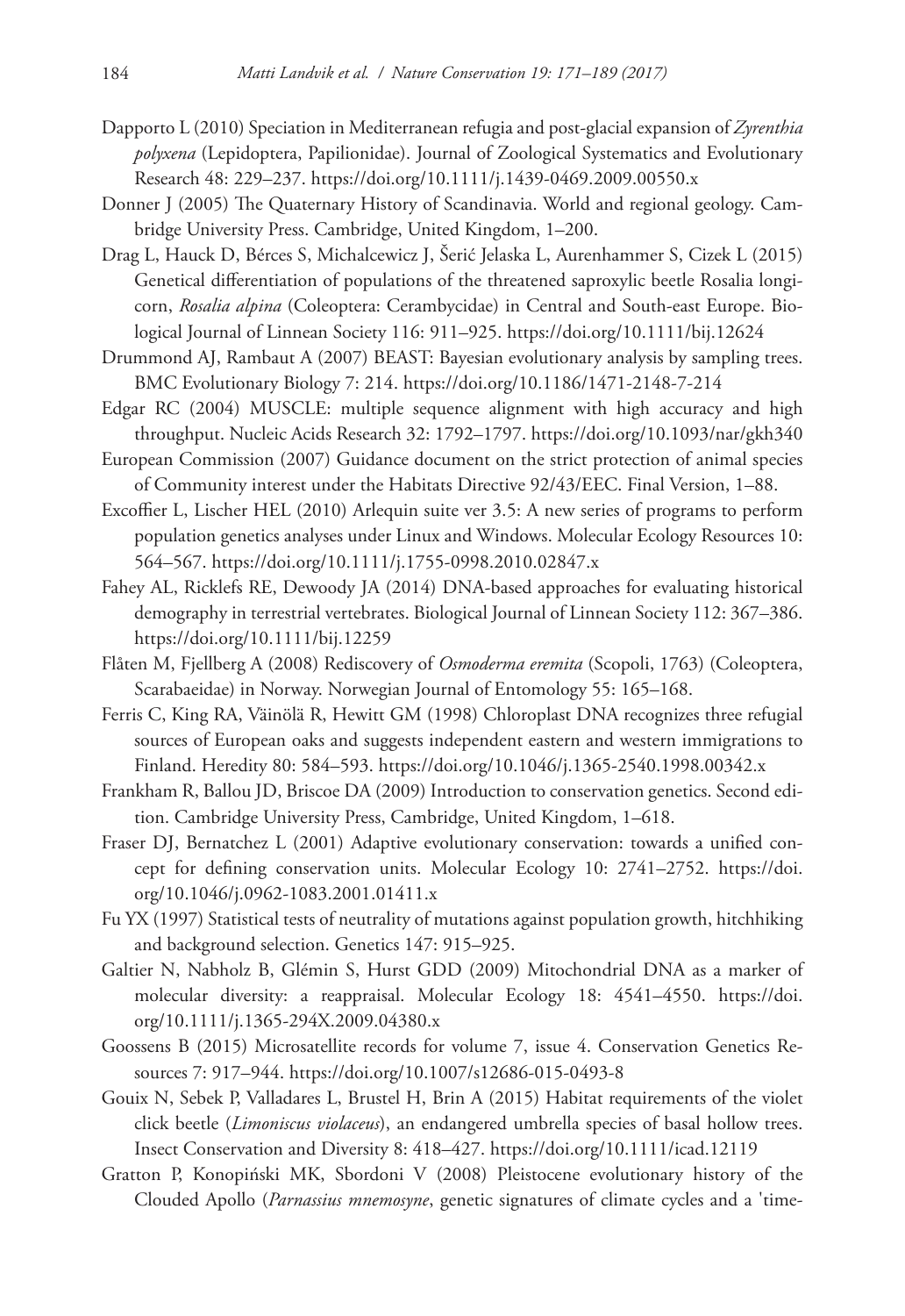Dapporto L (2010) Speciation in Mediterranean refugia and post-glacial expansion of *Zyrenthia polyxena* (Lepidoptera, Papilionidae). Journal of Zoological Systematics and Evolutionary Research 48: 229–237. https://doi.org/10.1111/j.1439-0469.2009.00550.x

Donner J (2005) The Quaternary History of Scandinavia. World and regional geology. Cambridge University Press. Cambridge, United Kingdom, 1–200.

Drag L, Hauck D, Bérces S, Michalcewicz J, Šerić Jelaska L, Aurenhammer S, Cizek L (2015) Genetical differentiation of populations of the threatened saproxylic beetle Rosalia longicorn, *Rosalia alpina* (Coleoptera: Cerambycidae) in Central and South-east Europe. Biological Journal of Linnean Society 116: 911–925. https://doi.org/10.1111/bij.12624

Drummond AJ, Rambaut A (2007) BEAST: Bayesian evolutionary analysis by sampling trees. BMC Evolutionary Biology 7: 214. https://doi.org/10.1186/1471-2148-7-214

Edgar RC (2004) MUSCLE: multiple sequence alignment with high accuracy and high throughput. Nucleic Acids Research 32: 1792–1797. https://doi.org/10.1093/nar/gkh340

European Commission (2007) Guidance document on the strict protection of animal species of Community interest under the Habitats Directive 92/43/EEC. Final Version, 1–88.

Excoffier L, Lischer HEL (2010) Arlequin suite ver 3.5: A new series of programs to perform population genetics analyses under Linux and Windows. Molecular Ecology Resources 10: 564–567. https://doi.org/10.1111/j.1755-0998.2010.02847.x

Fahey AL, Ricklefs RE, Dewoody JA (2014) DNA-based approaches for evaluating historical demography in terrestrial vertebrates. Biological Journal of Linnean Society 112: 367–386. https://doi.org/10.1111/bij.12259

Flåten M, Fjellberg A (2008) Rediscovery of *Osmoderma eremita* (Scopoli, 1763) (Coleoptera, Scarabaeidae) in Norway. Norwegian Journal of Entomology 55: 165–168.

Ferris C, King RA, Väinölä R, Hewitt GM (1998) Chloroplast DNA recognizes three refugial sources of European oaks and suggests independent eastern and western immigrations to Finland. Heredity 80: 584–593. https://doi.org/10.1046/j.1365-2540.1998.00342.x

Frankham R, Ballou JD, Briscoe DA (2009) Introduction to conservation genetics. Second edition. Cambridge University Press, Cambridge, United Kingdom, 1–618.

Fraser DJ, Bernatchez L (2001) Adaptive evolutionary conservation: towards a unified concept for defining conservation units. Molecular Ecology 10: 2741–2752. https://doi.org/10.1046/j.0962-1083.2001.01411.x

Fu YX (1997) Statistical tests of neutrality of mutations against population growth, hitchhiking and background selection. Genetics 147: 915–925.

Galtier N, Nabholz B, Glémin S, Hurst GDD (2009) Mitochondrial DNA as a marker of molecular diversity: a reappraisal. Molecular Ecology 18: 4541–4550. https://doi.org/10.1111/j.1365-294X.2009.04380.x

Goossens B (2015) Microsatellite records for volume 7, issue 4. Conservation Genetics Resources 7: 917–944. https://doi.org/10.1007/s12686-015-0493-8

Gouix N, Sebek P, Valladares L, Brustel H, Brin A (2015) Habitat requirements of the violet click beetle (*Limoniscus violaceus*), an endangered umbrella species of basal hollow trees. Insect Conservation and Diversity 8: 418–427. https://doi.org/10.1111/icad.12119

Gratton P, Konopiński MK, Sbordoni V (2008) Pleistocene evolutionary history of the Clouded Apollo (*Parnassius mnemosyne*, genetic signatures of climate cycles and a 'time-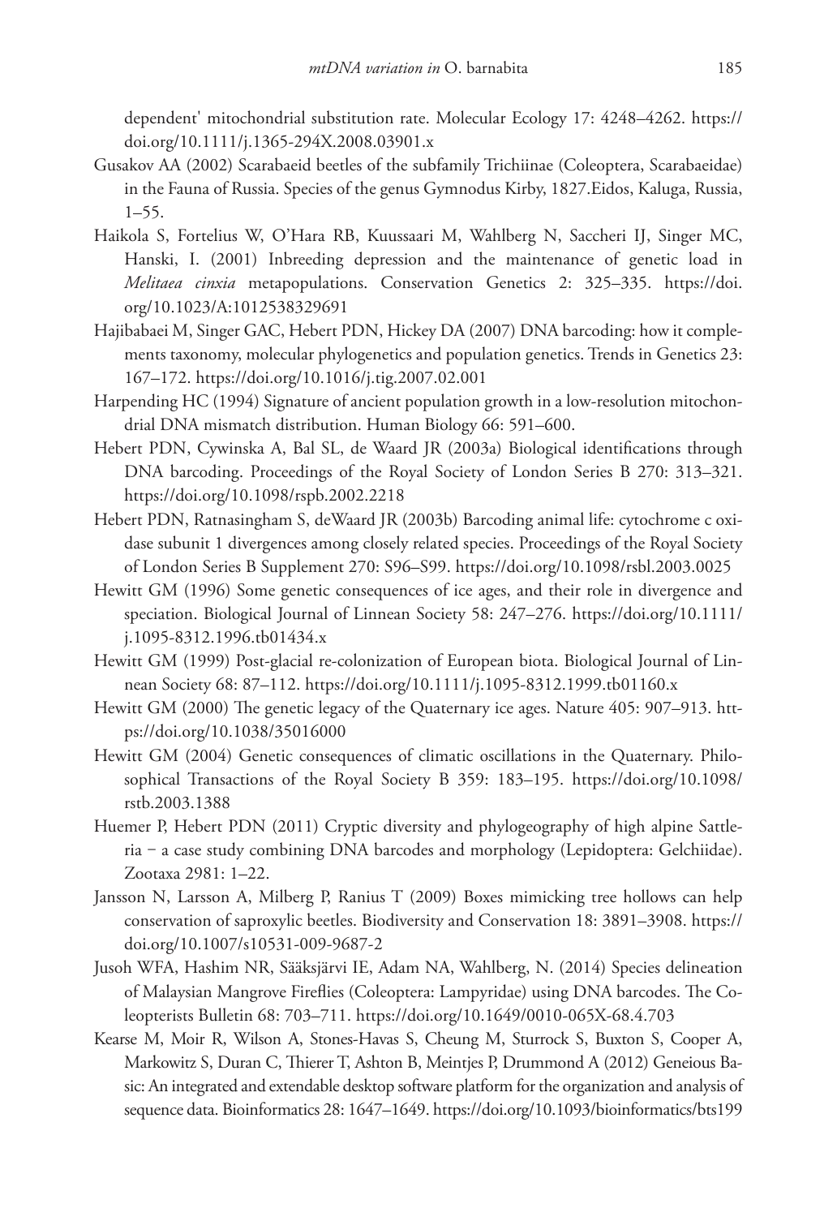dependent' mitochondrial substitution rate. Molecular Ecology 17: 4248–4262. https://doi.org/10.1111/j.1365-294X.2008.03901.x

Gusakov AA (2002) Scarabaeid beetles of the subfamily Trichiinae (Coleoptera, Scarabaeidae) in the Fauna of Russia. Species of the genus Gymnodus Kirby, 1827.Eidos, Kaluga, Russia, 1–55.

Haikola S, Fortelius W, O'Hara RB, Kuussaari M, Wahlberg N, Saccheri IJ, Singer MC, Hanski, I. (2001) Inbreeding depression and the maintenance of genetic load in *Melitaea cinxia* metapopulations. Conservation Genetics 2: 325–335. https://doi.org/10.1023/A:1012538329691

Hajibabaei M, Singer GAC, Hebert PDN, Hickey DA (2007) DNA barcoding: how it complements taxonomy, molecular phylogenetics and population genetics. Trends in Genetics 23: 167–172. https://doi.org/10.1016/j.tig.2007.02.001

Harpending HC (1994) Signature of ancient population growth in a low-resolution mitochondrial DNA mismatch distribution. Human Biology 66: 591–600.

Hebert PDN, Cywinska A, Bal SL, de Waard JR (2003a) Biological identifications through DNA barcoding. Proceedings of the Royal Society of London Series B 270: 313–321. https://doi.org/10.1098/rspb.2002.2218

Hebert PDN, Ratnasingham S, deWaard JR (2003b) Barcoding animal life: cytochrome c oxidase subunit 1 divergences among closely related species. Proceedings of the Royal Society of London Series B Supplement 270: S96–S99. https://doi.org/10.1098/rsbl.2003.0025

Hewitt GM (1996) Some genetic consequences of ice ages, and their role in divergence and speciation. Biological Journal of Linnean Society 58: 247–276. https://doi.org/10.1111/j.1095-8312.1996.tb01434.x

Hewitt GM (1999) Post-glacial re-colonization of European biota. Biological Journal of Linnean Society 68: 87–112. https://doi.org/10.1111/j.1095-8312.1999.tb01160.x

Hewitt GM (2000) The genetic legacy of the Quaternary ice ages. Nature 405: 907–913. https://doi.org/10.1038/35016000

Hewitt GM (2004) Genetic consequences of climatic oscillations in the Quaternary. Philosophical Transactions of the Royal Society B 359: 183–195. https://doi.org/10.1098/rstb.2003.1388

Huemer P, Hebert PDN (2011) Cryptic diversity and phylogeography of high alpine Sattleria − a case study combining DNA barcodes and morphology (Lepidoptera: Gelchiidae). Zootaxa 2981: 1–22.

Jansson N, Larsson A, Milberg P, Ranius T (2009) Boxes mimicking tree hollows can help conservation of saproxylic beetles. Biodiversity and Conservation 18: 3891–3908. https://doi.org/10.1007/s10531-009-9687-2

Jusoh WFA, Hashim NR, Sääksjärvi IE, Adam NA, Wahlberg, N. (2014) Species delineation of Malaysian Mangrove Fireflies (Coleoptera: Lampyridae) using DNA barcodes. The Coleopterists Bulletin 68: 703–711. https://doi.org/10.1649/0010-065X-68.4.703

Kearse M, Moir R, Wilson A, Stones-Havas S, Cheung M, Sturrock S, Buxton S, Cooper A, Markowitz S, Duran C, Thierer T, Ashton B, Meintjes P, Drummond A (2012) Geneious Basic: An integrated and extendable desktop software platform for the organization and analysis of sequence data. Bioinformatics 28: 1647–1649. https://doi.org/10.1093/bioinformatics/bts199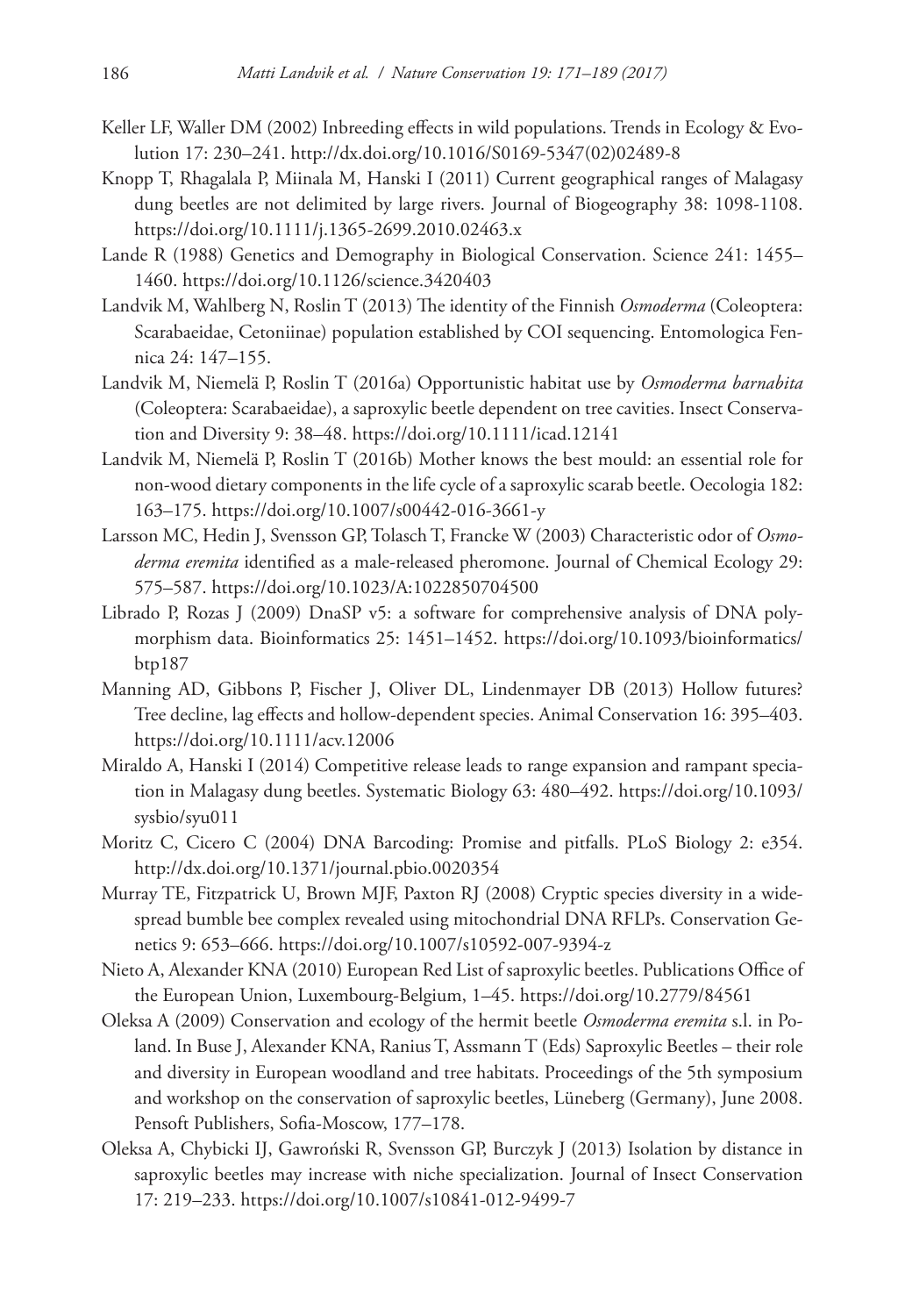Keller LF, Waller DM (2002) Inbreeding effects in wild populations. Trends in Ecology & Evolution 17: 230–241. http://dx.doi.org/10.1016/S0169-5347(02)02489-8

Knopp T, Rhagalala P, Miinala M, Hanski I (2011) Current geographical ranges of Malagasy dung beetles are not delimited by large rivers. Journal of Biogeography 38: 1098-1108. https://doi.org/10.1111/j.1365-2699.2010.02463.x

Lande R (1988) Genetics and Demography in Biological Conservation. Science 241: 1455–1460. https://doi.org/10.1126/science.3420403

Landvik M, Wahlberg N, Roslin T (2013) The identity of the Finnish *Osmoderma* (Coleoptera: Scarabaeidae, Cetoniinae) population established by COI sequencing. Entomologica Fennica 24: 147–155.

Landvik M, Niemelä P, Roslin T (2016a) Opportunistic habitat use by *Osmoderma barnabita* (Coleoptera: Scarabaeidae), a saproxylic beetle dependent on tree cavities. Insect Conservation and Diversity 9: 38–48. https://doi.org/10.1111/icad.12141

Landvik M, Niemelä P, Roslin T (2016b) Mother knows the best mould: an essential role for non-wood dietary components in the life cycle of a saproxylic scarab beetle. Oecologia 182: 163–175. https://doi.org/10.1007/s00442-016-3661-y

Larsson MC, Hedin J, Svensson GP, Tolasch T, Francke W (2003) Characteristic odor of *Osmoderma eremita* identified as a male-released pheromone. Journal of Chemical Ecology 29: 575–587. https://doi.org/10.1023/A:1022850704500

Librado P, Rozas J (2009) DnaSP v5: a software for comprehensive analysis of DNA polymorphism data. Bioinformatics 25: 1451–1452. https://doi.org/10.1093/bioinformatics/btp187

Manning AD, Gibbons P, Fischer J, Oliver DL, Lindenmayer DB (2013) Hollow futures? Tree decline, lag effects and hollow-dependent species. Animal Conservation 16: 395–403. https://doi.org/10.1111/acv.12006

Miraldo A, Hanski I (2014) Competitive release leads to range expansion and rampant speciation in Malagasy dung beetles. Systematic Biology 63: 480–492. https://doi.org/10.1093/sysbio/syu011

Moritz C, Cicero C (2004) DNA Barcoding: Promise and pitfalls. PLoS Biology 2: e354. http://dx.doi.org/10.1371/journal.pbio.0020354

Murray TE, Fitzpatrick U, Brown MJF, Paxton RJ (2008) Cryptic species diversity in a widespread bumble bee complex revealed using mitochondrial DNA RFLPs. Conservation Genetics 9: 653–666. https://doi.org/10.1007/s10592-007-9394-z

Nieto A, Alexander KNA (2010) European Red List of saproxylic beetles. Publications Office of the European Union, Luxembourg-Belgium, 1–45. https://doi.org/10.2779/84561

Oleksa A (2009) Conservation and ecology of the hermit beetle *Osmoderma eremita* s.l. in Poland. In Buse J, Alexander KNA, Ranius T, Assmann T (Eds) Saproxylic Beetles – their role and diversity in European woodland and tree habitats. Proceedings of the 5th symposium and workshop on the conservation of saproxylic beetles, Lüneberg (Germany), June 2008. Pensoft Publishers, Sofia-Moscow, 177–178.

Oleksa A, Chybicki IJ, Gawroński R, Svensson GP, Burczyk J (2013) Isolation by distance in saproxylic beetles may increase with niche specialization. Journal of Insect Conservation 17: 219–233. https://doi.org/10.1007/s10841-012-9499-7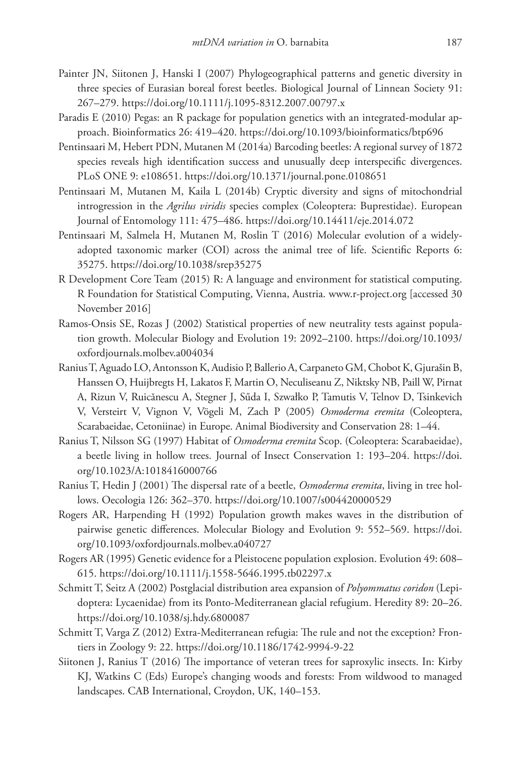Painter JN, Siitonen J, Hanski I (2007) Phylogeographical patterns and genetic diversity in three species of Eurasian boreal forest beetles. Biological Journal of Linnean Society 91: 267–279. https://doi.org/10.1111/j.1095-8312.2007.00797.x

Paradis E (2010) Pegas: an R package for population genetics with an integrated-modular approach. Bioinformatics 26: 419–420. https://doi.org/10.1093/bioinformatics/btp696

Pentinsaari M, Hebert PDN, Mutanen M (2014a) Barcoding beetles: A regional survey of 1872 species reveals high identification success and unusually deep interspecific divergences. PLoS ONE 9: e108651. https://doi.org/10.1371/journal.pone.0108651

Pentinsaari M, Mutanen M, Kaila L (2014b) Cryptic diversity and signs of mitochondrial introgression in the *Agrilus viridis* species complex (Coleoptera: Buprestidae). European Journal of Entomology 111: 475–486. https://doi.org/10.14411/eje.2014.072

Pentinsaari M, Salmela H, Mutanen M, Roslin T (2016) Molecular evolution of a widely-adopted taxonomic marker (COI) across the animal tree of life. Scientific Reports 6: 35275. https://doi.org/10.1038/srep35275

R Development Core Team (2015) R: A language and environment for statistical computing. R Foundation for Statistical Computing, Vienna, Austria. www.r-project.org [accessed 30 November 2016]

Ramos-Onsis SE, Rozas J (2002) Statistical properties of new neutrality tests against population growth. Molecular Biology and Evolution 19: 2092–2100. https://doi.org/10.1093/oxfordjournals.molbev.a004034

Ranius T, Aguado LO, Antonsson K, Audisio P, Ballerio A, Carpaneto GM, Chobot K, Gjurašin B, Hanssen O, Huijbregts H, Lakatos F, Martin O, Neculiseanu Z, Niktsky NB, Paill W, Pirnat A, Rizun V, Ruicănescu A, Stegner J, Sűda I, Szwałko P, Tamutis V, Telnov D, Tsinkevich V, Versteirt V, Vignon V, Vögeli M, Zach P (2005) *Osmoderma eremita* (Coleoptera, Scarabaeidae, Cetoniinae) in Europe. Animal Biodiversity and Conservation 28: 1–44.

Ranius T, Nilsson SG (1997) Habitat of *Osmoderma eremita* Scop. (Coleoptera: Scarabaeidae), a beetle living in hollow trees. Journal of Insect Conservation 1: 193–204. https://doi.org/10.1023/A:1018416000766

Ranius T, Hedin J (2001) The dispersal rate of a beetle, *Osmoderma eremita*, living in tree hollows. Oecologia 126: 362–370. https://doi.org/10.1007/s004420000529

Rogers AR, Harpending H (1992) Population growth makes waves in the distribution of pairwise genetic differences. Molecular Biology and Evolution 9: 552–569. https://doi.org/10.1093/oxfordjournals.molbev.a040727

Rogers AR (1995) Genetic evidence for a Pleistocene population explosion. Evolution 49: 608–615. https://doi.org/10.1111/j.1558-5646.1995.tb02297.x

Schmitt T, Seitz A (2002) Postglacial distribution area expansion of *Polyommatus coridon* (Lepidoptera: Lycaenidae) from its Ponto-Mediterranean glacial refugium. Heredity 89: 20–26. https://doi.org/10.1038/sj.hdy.6800087

Schmitt T, Varga Z (2012) Extra-Mediterranean refugia: The rule and not the exception? Frontiers in Zoology 9: 22. https://doi.org/10.1186/1742-9994-9-22

Siitonen J, Ranius T (2016) The importance of veteran trees for saproxylic insects. In: Kirby KJ, Watkins C (Eds) Europe's changing woods and forests: From wildwood to managed landscapes. CAB International, Croydon, UK, 140–153.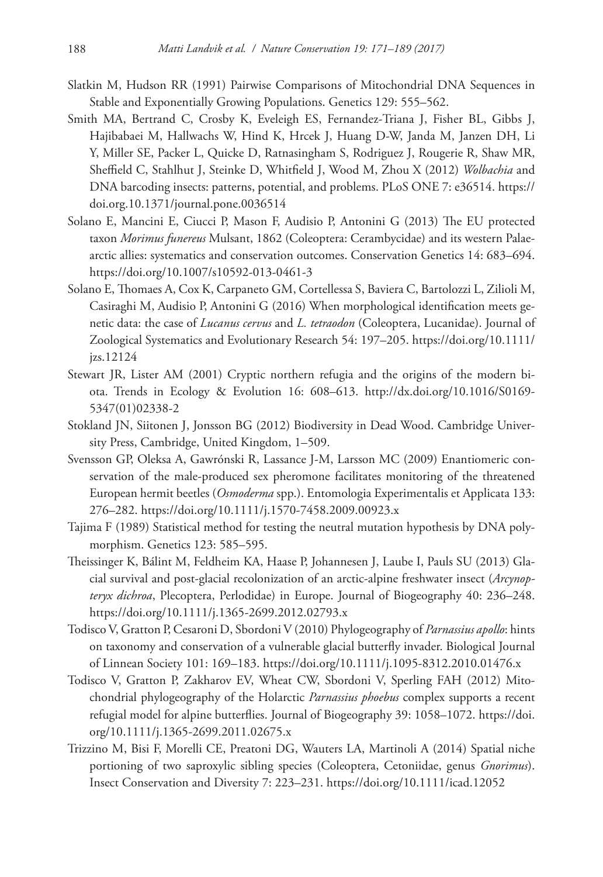Slatkin M, Hudson RR (1991) Pairwise Comparisons of Mitochondrial DNA Sequences in Stable and Exponentially Growing Populations. Genetics 129: 555–562.

Smith MA, Bertrand C, Crosby K, Eveleigh ES, Fernandez-Triana J, Fisher BL, Gibbs J, Hajibabaei M, Hallwachs W, Hind K, Hrcek J, Huang D-W, Janda M, Janzen DH, Li Y, Miller SE, Packer L, Quicke D, Ratnasingham S, Rodriguez J, Rougerie R, Shaw MR, Sheffield C, Stahlhut J, Steinke D, Whitfield J, Wood M, Zhou X (2012) *Wolbachia* and DNA barcoding insects: patterns, potential, and problems. PLoS ONE 7: e36514. https://doi.org.10.1371/journal.pone.0036514

Solano E, Mancini E, Ciucci P, Mason F, Audisio P, Antonini G (2013) The EU protected taxon *Morimus funereus* Mulsant, 1862 (Coleoptera: Cerambycidae) and its western Palaearctic allies: systematics and conservation outcomes. Conservation Genetics 14: 683–694. https://doi.org/10.1007/s10592-013-0461-3

Solano E, Thomaes A, Cox K, Carpaneto GM, Cortellessa S, Baviera C, Bartolozzi L, Zilioli M, Casiraghi M, Audisio P, Antonini G (2016) When morphological identification meets genetic data: the case of *Lucanus cervus* and *L. tetraodon* (Coleoptera, Lucanidae). Journal of Zoological Systematics and Evolutionary Research 54: 197–205. https://doi.org/10.1111/jzs.12124

Stewart JR, Lister AM (2001) Cryptic northern refugia and the origins of the modern biota. Trends in Ecology & Evolution 16: 608–613. http://dx.doi.org/10.1016/S0169-5347(01)02338-2

Stokland JN, Siitonen J, Jonsson BG (2012) Biodiversity in Dead Wood. Cambridge University Press, Cambridge, United Kingdom, 1–509.

Svensson GP, Oleksa A, Gawrónski R, Lassance J-M, Larsson MC (2009) Enantiomeric conservation of the male-produced sex pheromone facilitates monitoring of the threatened European hermit beetles (*Osmoderma* spp.). Entomologia Experimentalis et Applicata 133: 276–282. https://doi.org/10.1111/j.1570-7458.2009.00923.x

Tajima F (1989) Statistical method for testing the neutral mutation hypothesis by DNA polymorphism. Genetics 123: 585–595.

Theissinger K, Bálint M, Feldheim KA, Haase P, Johannesen J, Laube I, Pauls SU (2013) Glacial survival and post-glacial recolonization of an arctic-alpine freshwater insect (*Arcynopteryx dichroa*, Plecoptera, Perlodidae) in Europe. Journal of Biogeography 40: 236–248. https://doi.org/10.1111/j.1365-2699.2012.02793.x

Todisco V, Gratton P, Cesaroni D, Sbordoni V (2010) Phylogeography of *Parnassius apollo*: hints on taxonomy and conservation of a vulnerable glacial butterfly invader. Biological Journal of Linnean Society 101: 169–183. https://doi.org/10.1111/j.1095-8312.2010.01476.x

Todisco V, Gratton P, Zakharov EV, Wheat CW, Sbordoni V, Sperling FAH (2012) Mitochondrial phylogeography of the Holarctic *Parnassius phoebus* complex supports a recent refugial model for alpine butterflies. Journal of Biogeography 39: 1058–1072. https://doi.org/10.1111/j.1365-2699.2011.02675.x

Trizzino M, Bisi F, Morelli CE, Preatoni DG, Wauters LA, Martinoli A (2014) Spatial niche portioning of two saproxylic sibling species (Coleoptera, Cetoniidae, genus *Gnorimus*). Insect Conservation and Diversity 7: 223–231. https://doi.org/10.1111/icad.12052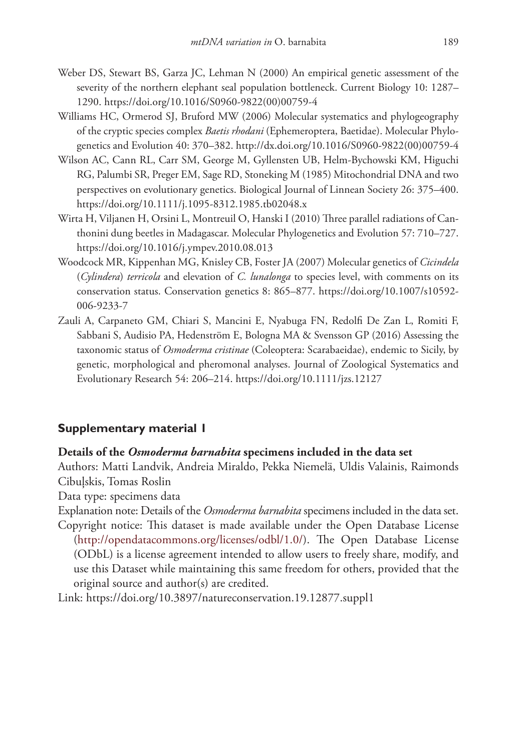Weber DS, Stewart BS, Garza JC, Lehman N (2000) An empirical genetic assessment of the severity of the northern elephant seal population bottleneck. Current Biology 10: 1287–1290. https://doi.org/10.1016/S0960-9822(00)00759-4

Williams HC, Ormerod SJ, Bruford MW (2006) Molecular systematics and phylogeography of the cryptic species complex *Baetis rhodani* (Ephemeroptera, Baetidae). Molecular Phylogenetics and Evolution 40: 370–382. http://dx.doi.org/10.1016/S0960-9822(00)00759-4

Wilson AC, Cann RL, Carr SM, George M, Gyllensten UB, Helm-Bychowski KM, Higuchi RG, Palumbi SR, Preger EM, Sage RD, Stoneking M (1985) Mitochondrial DNA and two perspectives on evolutionary genetics. Biological Journal of Linnean Society 26: 375–400. https://doi.org/10.1111/j.1095-8312.1985.tb02048.x

Wirta H, Viljanen H, Orsini L, Montreuil O, Hanski I (2010) Three parallel radiations of Canthonini dung beetles in Madagascar. Molecular Phylogenetics and Evolution 57: 710–727. https://doi.org/10.1016/j.ympev.2010.08.013

Woodcock MR, Kippenhan MG, Knisley CB, Foster JA (2007) Molecular genetics of *Cicindela* (*Cylindera*) *terricola* and elevation of *C. lunalonga* to species level, with comments on its conservation status. Conservation genetics 8: 865–877. https://doi.org/10.1007/s10592-006-9233-7

Zauli A, Carpaneto GM, Chiari S, Mancini E, Nyabuga FN, Redolfi De Zan L, Romiti F, Sabbani S, Audisio PA, Hedenström E, Bologna MA & Svensson GP (2016) Assessing the taxonomic status of *Osmoderma cristinae* (Coleoptera: Scarabaeidae), endemic to Sicily, by genetic, morphological and pheromonal analyses. Journal of Zoological Systematics and Evolutionary Research 54: 206–214. https://doi.org/10.1111/jzs.12127

## Supplementary material 1

**Details of the *Osmoderma barnabita* specimens included in the data set**

Authors: Matti Landvik, Andreia Miraldo, Pekka Niemelä, Uldis Valainis, Raimonds Cibuļskis, Tomas Roslin

Data type: specimens data

Explanation note: Details of the *Osmoderma barnabita* specimens included in the data set.

Copyright notice: This dataset is made available under the Open Database License (http://opendatacommons.org/licenses/odbl/1.0/). The Open Database License (ODbL) is a license agreement intended to allow users to freely share, modify, and use this Dataset while maintaining this same freedom for others, provided that the original source and author(s) are credited.

Link: https://doi.org/10.3897/natureconservation.19.12877.suppl1